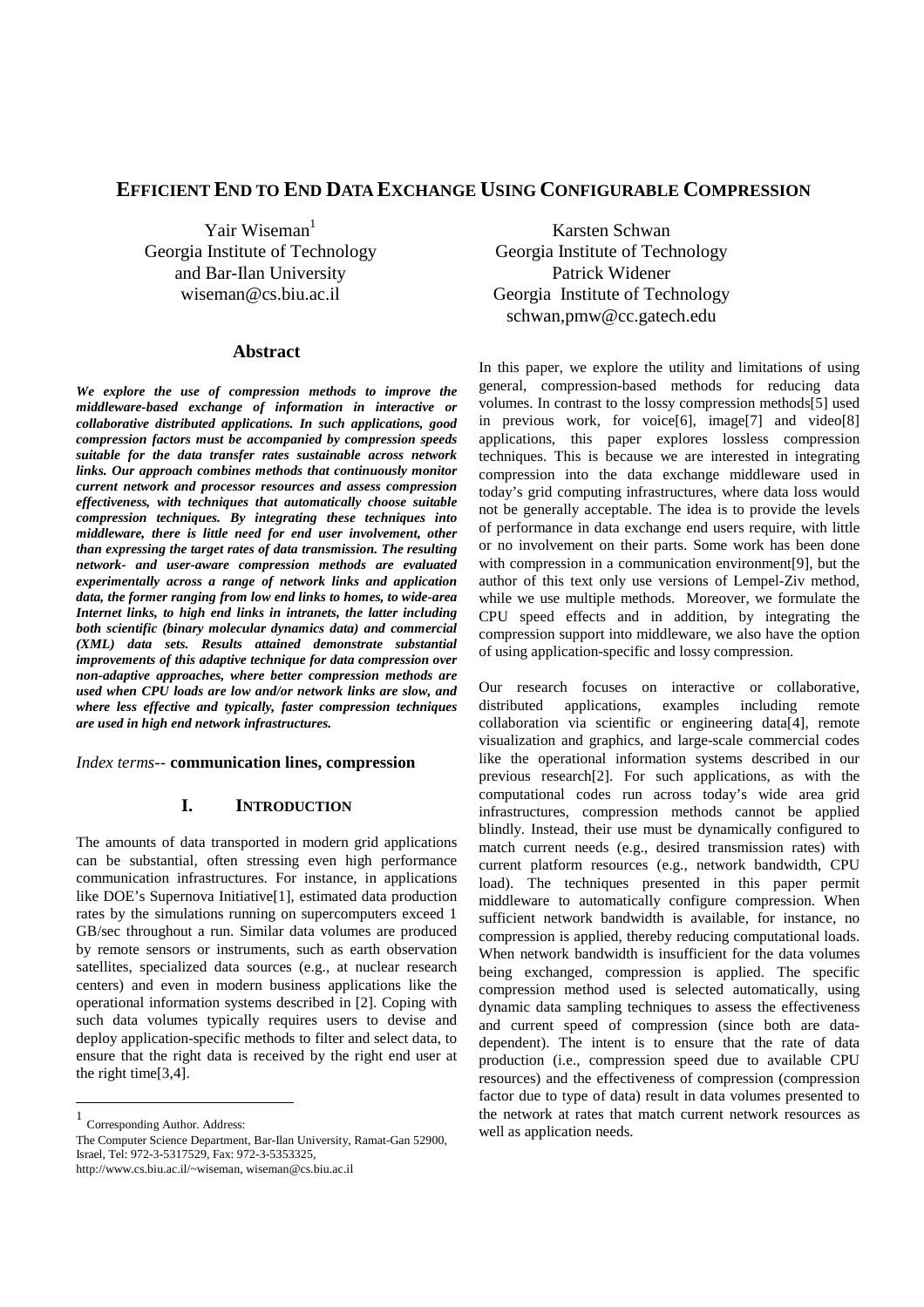# EFFICIENT END TO END DATA EXCHANGE USING CONFIGURABLE COMPRESSION

Yair Wiseman[1]
Georgia Institute of Technology
and Bar-Ilan University
wiseman@cs.biu.ac.il

Karsten Schwan
Georgia Institute of Technology
Patrick Widener
Georgia Institute of Technology
schwan,pmw@cc.gatech.edu

## Abstract

***We explore the use of compression methods to improve the middleware-based exchange of information in interactive or collaborative distributed applications. In such applications, good compression factors must be accompanied by compression speeds suitable for the data transfer rates sustainable across network links. Our approach combines methods that continuously monitor current network and processor resources and assess compression effectiveness, with techniques that automatically choose suitable compression techniques. By integrating these techniques into middleware, there is little need for end user involvement, other than expressing the target rates of data transmission. The resulting network- and user-aware compression methods are evaluated experimentally across a range of network links and application data, the former ranging from low end links to homes, to wide-area Internet links, to high end links in intranets, the latter including both scientific (binary molecular dynamics data) and commercial (XML) data sets. Results attained demonstrate substantial improvements of this adaptive technique for data compression over non-adaptive approaches, where better compression methods are used when CPU loads are low and/or network links are slow, and where less effective and typically, faster compression techniques are used in high end network infrastructures.***

*Index terms--* **communication lines, compression**

## I. INTRODUCTION

The amounts of data transported in modern grid applications can be substantial, often stressing even high performance communication infrastructures. For instance, in applications like DOE's Supernova Initiative[1], estimated data production rates by the simulations running on supercomputers exceed 1 GB/sec throughout a run. Similar data volumes are produced by remote sensors or instruments, such as earth observation satellites, specialized data sources (e.g., at nuclear research centers) and even in modern business applications like the operational information systems described in [2]. Coping with such data volumes typically requires users to devise and deploy application-specific methods to filter and select data, to ensure that the right data is received by the right end user at the right time[3,4].

In this paper, we explore the utility and limitations of using general, compression-based methods for reducing data volumes. In contrast to the lossy compression methods[5] used in previous work, for voice[6], image[7] and video[8] applications, this paper explores lossless compression techniques. This is because we are interested in integrating compression into the data exchange middleware used in today's grid computing infrastructures, where data loss would not be generally acceptable. The idea is to provide the levels of performance in data exchange end users require, with little or no involvement on their parts. Some work has been done with compression in a communication environment[9], but the author of this text only use versions of Lempel-Ziv method, while we use multiple methods. Moreover, we formulate the CPU speed effects and in addition, by integrating the compression support into middleware, we also have the option of using application-specific and lossy compression.

Our research focuses on interactive or collaborative, distributed applications, examples including remote collaboration via scientific or engineering data[4], remote visualization and graphics, and large-scale commercial codes like the operational information systems described in our previous research[2]. For such applications, as with the computational codes run across today's wide area grid infrastructures, compression methods cannot be applied blindly. Instead, their use must be dynamically configured to match current needs (e.g., desired transmission rates) with current platform resources (e.g., network bandwidth, CPU load). The techniques presented in this paper permit middleware to automatically configure compression. When sufficient network bandwidth is available, for instance, no compression is applied, thereby reducing computational loads. When network bandwidth is insufficient for the data volumes being exchanged, compression is applied. The specific compression method used is selected automatically, using dynamic data sampling techniques to assess the effectiveness and current speed of compression (since both are data-dependent). The intent is to ensure that the rate of data production (i.e., compression speed due to available CPU resources) and the effectiveness of compression (compression factor due to type of data) result in data volumes presented to the network at rates that match current network resources as well as application needs.

---

[1] Corresponding Author. Address:
The Computer Science Department, Bar-Ilan University, Ramat-Gan 52900, Israel, Tel: 972-3-5317529, Fax: 972-3-5353325,
http://www.cs.biu.ac.il/~wiseman, wiseman@cs.biu.ac.il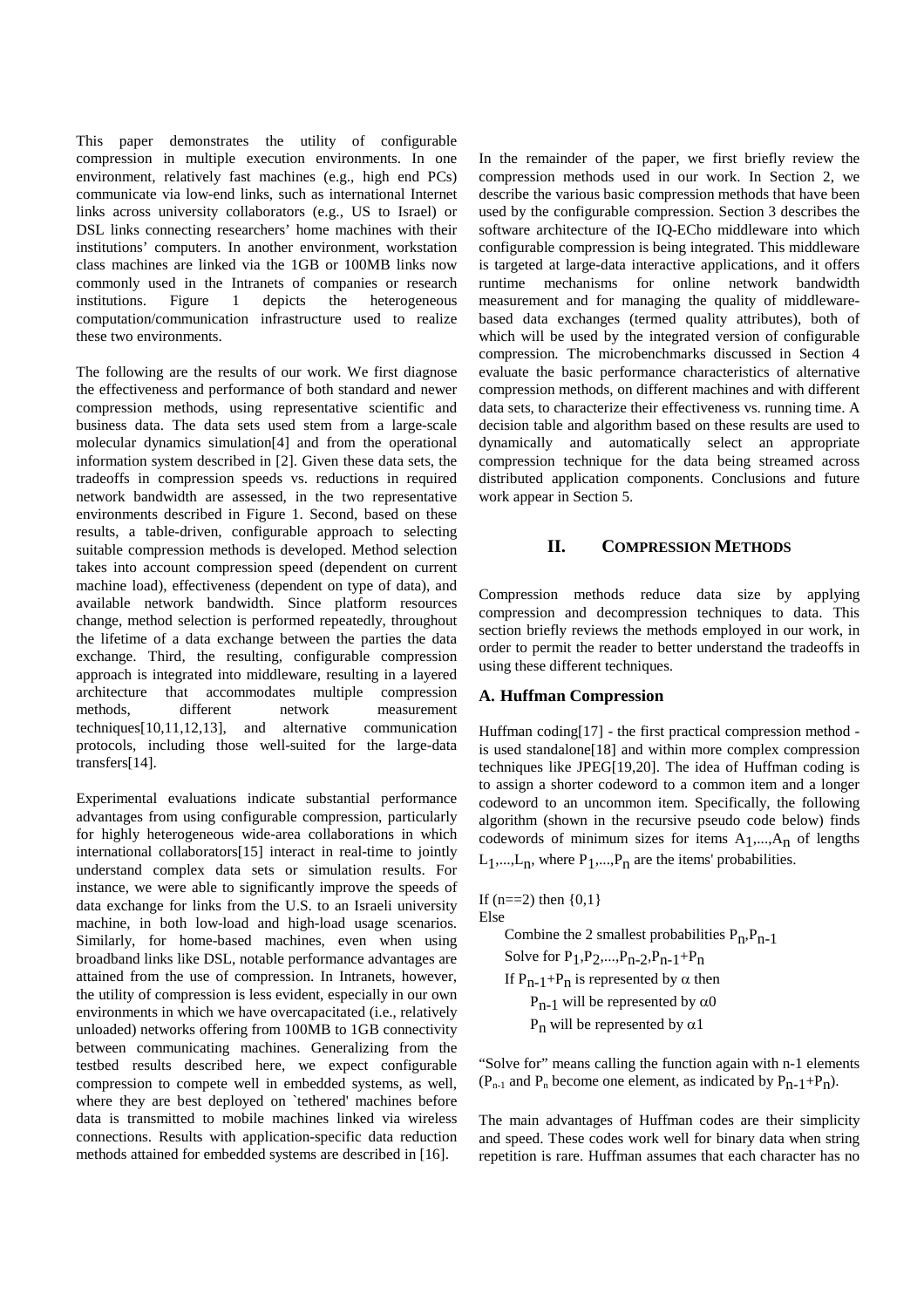This paper demonstrates the utility of configurable compression in multiple execution environments. In one environment, relatively fast machines (e.g., high end PCs) communicate via low-end links, such as international Internet links across university collaborators (e.g., US to Israel) or DSL links connecting researchers' home machines with their institutions' computers. In another environment, workstation class machines are linked via the 1GB or 100MB links now commonly used in the Intranets of companies or research institutions. Figure 1 depicts the heterogeneous computation/communication infrastructure used to realize these two environments.

The following are the results of our work. We first diagnose the effectiveness and performance of both standard and newer compression methods, using representative scientific and business data. The data sets used stem from a large-scale molecular dynamics simulation[4] and from the operational information system described in [2]. Given these data sets, the tradeoffs in compression speeds vs. reductions in required network bandwidth are assessed, in the two representative environments described in Figure 1. Second, based on these results, a table-driven, configurable approach to selecting suitable compression methods is developed. Method selection takes into account compression speed (dependent on current machine load), effectiveness (dependent on type of data), and available network bandwidth. Since platform resources change, method selection is performed repeatedly, throughout the lifetime of a data exchange between the parties the data exchange. Third, the resulting, configurable compression approach is integrated into middleware, resulting in a layered architecture that accommodates multiple compression methods, different network measurement techniques[10,11,12,13], and alternative communication protocols, including those well-suited for the large-data transfers[14].

Experimental evaluations indicate substantial performance advantages from using configurable compression, particularly for highly heterogeneous wide-area collaborations in which international collaborators[15] interact in real-time to jointly understand complex data sets or simulation results. For instance, we were able to significantly improve the speeds of data exchange for links from the U.S. to an Israeli university machine, in both low-load and high-load usage scenarios. Similarly, for home-based machines, even when using broadband links like DSL, notable performance advantages are attained from the use of compression. In Intranets, however, the utility of compression is less evident, especially in our own environments in which we have overcapacitated (i.e., relatively unloaded) networks offering from 100MB to 1GB connectivity between communicating machines. Generalizing from the testbed results described here, we expect configurable compression to compete well in embedded systems, as well, where they are best deployed on `tethered' machines before data is transmitted to mobile machines linked via wireless connections. Results with application-specific data reduction methods attained for embedded systems are described in [16].

In the remainder of the paper, we first briefly review the compression methods used in our work. In Section 2, we describe the various basic compression methods that have been used by the configurable compression. Section 3 describes the software architecture of the IQ-ECho middleware into which configurable compression is being integrated. This middleware is targeted at large-data interactive applications, and it offers runtime mechanisms for online network bandwidth measurement and for managing the quality of middleware-based data exchanges (termed quality attributes), both of which will be used by the integrated version of configurable compression. The microbenchmarks discussed in Section 4 evaluate the basic performance characteristics of alternative compression methods, on different machines and with different data sets, to characterize their effectiveness vs. running time. A decision table and algorithm based on these results are used to dynamically and automatically select an appropriate compression technique for the data being streamed across distributed application components. Conclusions and future work appear in Section 5.

## II. Compression Methods

Compression methods reduce data size by applying compression and decompression techniques to data. This section briefly reviews the methods employed in our work, in order to permit the reader to better understand the tradeoffs in using these different techniques.

### A. Huffman Compression

Huffman coding[17] - the first practical compression method - is used standalone[18] and within more complex compression techniques like JPEG[19,20]. The idea of Huffman coding is to assign a shorter codeword to a common item and a longer codeword to an uncommon item. Specifically, the following algorithm (shown in the recursive pseudo code below) finds codewords of minimum sizes for items $A_1,...,A_n$ of lengths $L_1,...,L_n$, where $P_1,...,P_n$ are the items' probabilities.

If (n==2) then {0,1}
Else
  Combine the 2 smallest probabilities $P_n, P_{n-1}$
  Solve for $P_1, P_2, ..., P_{n-2}, P_{n-1}+P_n$
  If $P_{n-1}+P_n$ is represented by $\alpha$ then
    $P_{n-1}$ will be represented by $\alpha 0$
    $P_n$ will be represented by $\alpha 1$

"Solve for" means calling the function again with n-1 elements ($P_{n-1}$ and $P_n$ become one element, as indicated by $P_{n-1}+P_n$).

The main advantages of Huffman codes are their simplicity and speed. These codes work well for binary data when string repetition is rare. Huffman assumes that each character has no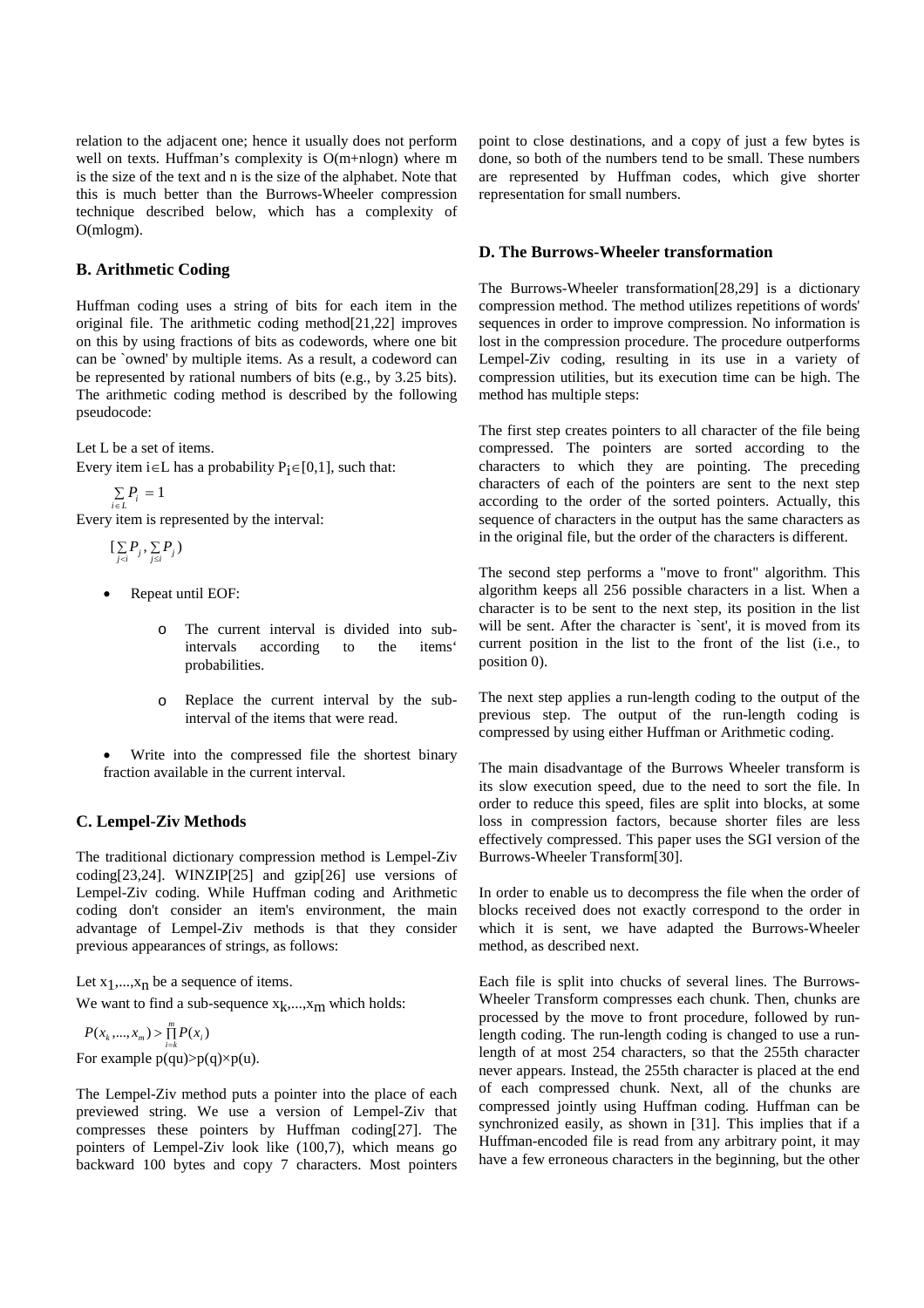relation to the adjacent one; hence it usually does not perform well on texts. Huffman's complexity is O(m+nlogn) where m is the size of the text and n is the size of the alphabet. Note that this is much better than the Burrows-Wheeler compression technique described below, which has a complexity of O(mlogm).

### B. Arithmetic Coding

Huffman coding uses a string of bits for each item in the original file. The arithmetic coding method[21,22] improves on this by using fractions of bits as codewords, where one bit can be `owned' by multiple items. As a result, a codeword can be represented by rational numbers of bits (e.g., by 3.25 bits). The arithmetic coding method is described by the following pseudocode:

Let L be a set of items.

Every item $i \in L$ has a probability $P_i \in [0,1]$, such that:

$$\sum_{i \in L} P_i = 1$$

Every item is represented by the interval:

$$[\sum_{j<i} P_j, \sum_{j \le i} P_j)$$

- Repeat until EOF:
  - The current interval is divided into sub-intervals according to the items' probabilities.
  - Replace the current interval by the sub-interval of the items that were read.
- Write into the compressed file the shortest binary fraction available in the current interval.

### C. Lempel-Ziv Methods

The traditional dictionary compression method is Lempel-Ziv coding[23,24]. WINZIP[25] and gzip[26] use versions of Lempel-Ziv coding. While Huffman coding and Arithmetic coding don't consider an item's environment, the main advantage of Lempel-Ziv methods is that they consider previous appearances of strings, as follows:

Let $x_1,...,x_n$ be a sequence of items.

We want to find a sub-sequence $x_k,...,x_m$ which holds:

$$P(x_k,...,x_m) > \prod_{i=k}^{m} P(x_i)$$

For example $p(qu) > p(q) \times p(u)$.

The Lempel-Ziv method puts a pointer into the place of each previewed string. We use a version of Lempel-Ziv that compresses these pointers by Huffman coding[27]. The pointers of Lempel-Ziv look like (100,7), which means go backward 100 bytes and copy 7 characters. Most pointers point to close destinations, and a copy of just a few bytes is done, so both of the numbers tend to be small. These numbers are represented by Huffman codes, which give shorter representation for small numbers.

### D. The Burrows-Wheeler transformation

The Burrows-Wheeler transformation[28,29] is a dictionary compression method. The method utilizes repetitions of words' sequences in order to improve compression. No information is lost in the compression procedure. The procedure outperforms Lempel-Ziv coding, resulting in its use in a variety of compression utilities, but its execution time can be high. The method has multiple steps:

The first step creates pointers to all character of the file being compressed. The pointers are sorted according to the characters to which they are pointing. The preceding characters of each of the pointers are sent to the next step according to the order of the sorted pointers. Actually, this sequence of characters in the output has the same characters as in the original file, but the order of the characters is different.

The second step performs a "move to front" algorithm. This algorithm keeps all 256 possible characters in a list. When a character is to be sent to the next step, its position in the list will be sent. After the character is `sent', it is moved from its current position in the list to the front of the list (i.e., to position 0).

The next step applies a run-length coding to the output of the previous step. The output of the run-length coding is compressed by using either Huffman or Arithmetic coding.

The main disadvantage of the Burrows Wheeler transform is its slow execution speed, due to the need to sort the file. In order to reduce this speed, files are split into blocks, at some loss in compression factors, because shorter files are less effectively compressed. This paper uses the SGI version of the Burrows-Wheeler Transform[30].

In order to enable us to decompress the file when the order of blocks received does not exactly correspond to the order in which it is sent, we have adapted the Burrows-Wheeler method, as described next.

Each file is split into chucks of several lines. The Burrows-Wheeler Transform compresses each chunk. Then, chunks are processed by the move to front procedure, followed by run-length coding. The run-length coding is changed to use a run-length of at most 254 characters, so that the 255th character never appears. Instead, the 255th character is placed at the end of each compressed chunk. Next, all of the chunks are compressed jointly using Huffman coding. Huffman can be synchronized easily, as shown in [31]. This implies that if a Huffman-encoded file is read from any arbitrary point, it may have a few erroneous characters in the beginning, but the other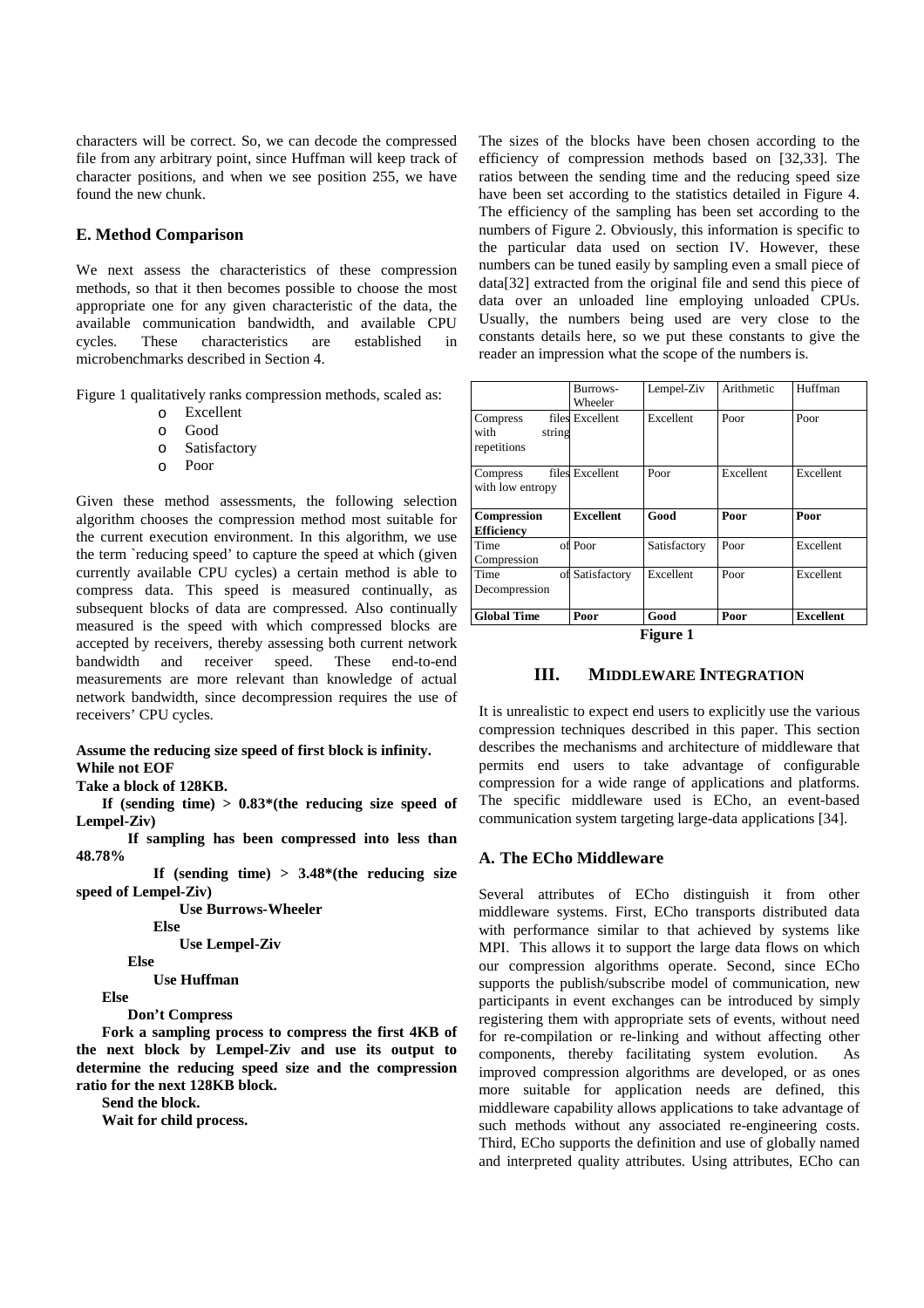characters will be correct. So, we can decode the compressed file from any arbitrary point, since Huffman will keep track of character positions, and when we see position 255, we have found the new chunk.

### E. Method Comparison

We next assess the characteristics of these compression methods, so that it then becomes possible to choose the most appropriate one for any given characteristic of the data, the available communication bandwidth, and available CPU cycles. These characteristics are established in microbenchmarks described in Section 4.

Figure 1 qualitatively ranks compression methods, scaled as:

- Excellent
- Good
- Satisfactory
- Poor

Given these method assessments, the following selection algorithm chooses the compression method most suitable for the current execution environment. In this algorithm, we use the term `reducing speed' to capture the speed at which (given currently available CPU cycles) a certain method is able to compress data. This speed is measured continually, as subsequent blocks of data are compressed. Also continually measured is the speed with which compressed blocks are accepted by receivers, thereby assessing both current network bandwidth and receiver speed. These end-to-end measurements are more relevant than knowledge of actual network bandwidth, since decompression requires the use of receivers' CPU cycles.

**Assume the reducing size speed of first block is infinity.**
**While not EOF**
**Take a block of 128KB.**
**If (sending time) > 0.83*(the reducing size speed of Lempel-Ziv)**
**If sampling has been compressed into less than 48.78%**
**If (sending time) > 3.48*(the reducing size speed of Lempel-Ziv)**
**Use Burrows-Wheeler**
**Else**
**Use Lempel-Ziv**
**Else**
**Use Huffman**
**Else**
**Don't Compress**
**Fork a sampling process to compress the first 4KB of the next block by Lempel-Ziv and use its output to determine the reducing speed size and the compression ratio for the next 128KB block.**
**Send the block.**
**Wait for child process.**

The sizes of the blocks have been chosen according to the efficiency of compression methods based on [32,33]. The ratios between the sending time and the reducing speed size have been set according to the statistics detailed in Figure 4. The efficiency of the sampling has been set according to the numbers of Figure 2. Obviously, this information is specific to the particular data used on section IV. However, these numbers can be tuned easily by sampling even a small piece of data[32] extracted from the original file and send this piece of data over an unloaded line employing unloaded CPUs. Usually, the numbers being used are very close to the constants details here, so we put these constants to give the reader an impression what the scope of the numbers is.

| | Burrows-Wheeler | Lempel-Ziv | Arithmetic | Huffman |
|---|---|---|---|---|
| Compress files with string repetitions | Excellent | Excellent | Poor | Poor |
| Compress files with low entropy | Excellent | Poor | Excellent | Excellent |
| **Compression Efficiency** | **Excellent** | **Good** | **Poor** | **Poor** |
| Time of Compression | Poor | Satisfactory | Poor | Excellent |
| Time of Decompression | Satisfactory | Excellent | Poor | Excellent |
| **Global Time** | **Poor** | **Good** | **Poor** | **Excellent** |

**Figure 1**

## III. Middleware Integration

It is unrealistic to expect end users to explicitly use the various compression techniques described in this paper. This section describes the mechanisms and architecture of middleware that permits end users to take advantage of configurable compression for a wide range of applications and platforms. The specific middleware used is ECho, an event-based communication system targeting large-data applications [34].

### A. The ECho Middleware

Several attributes of ECho distinguish it from other middleware systems. First, ECho transports distributed data with performance similar to that achieved by systems like MPI. This allows it to support the large data flows on which our compression algorithms operate. Second, since ECho supports the publish/subscribe model of communication, new participants in event exchanges can be introduced by simply registering them with appropriate sets of events, without need for re-compilation or re-linking and without affecting other components, thereby facilitating system evolution. As improved compression algorithms are developed, or as ones more suitable for application needs are defined, this middleware capability allows applications to take advantage of such methods without any associated re-engineering costs. Third, ECho supports the definition and use of globally named and interpreted quality attributes. Using attributes, ECho can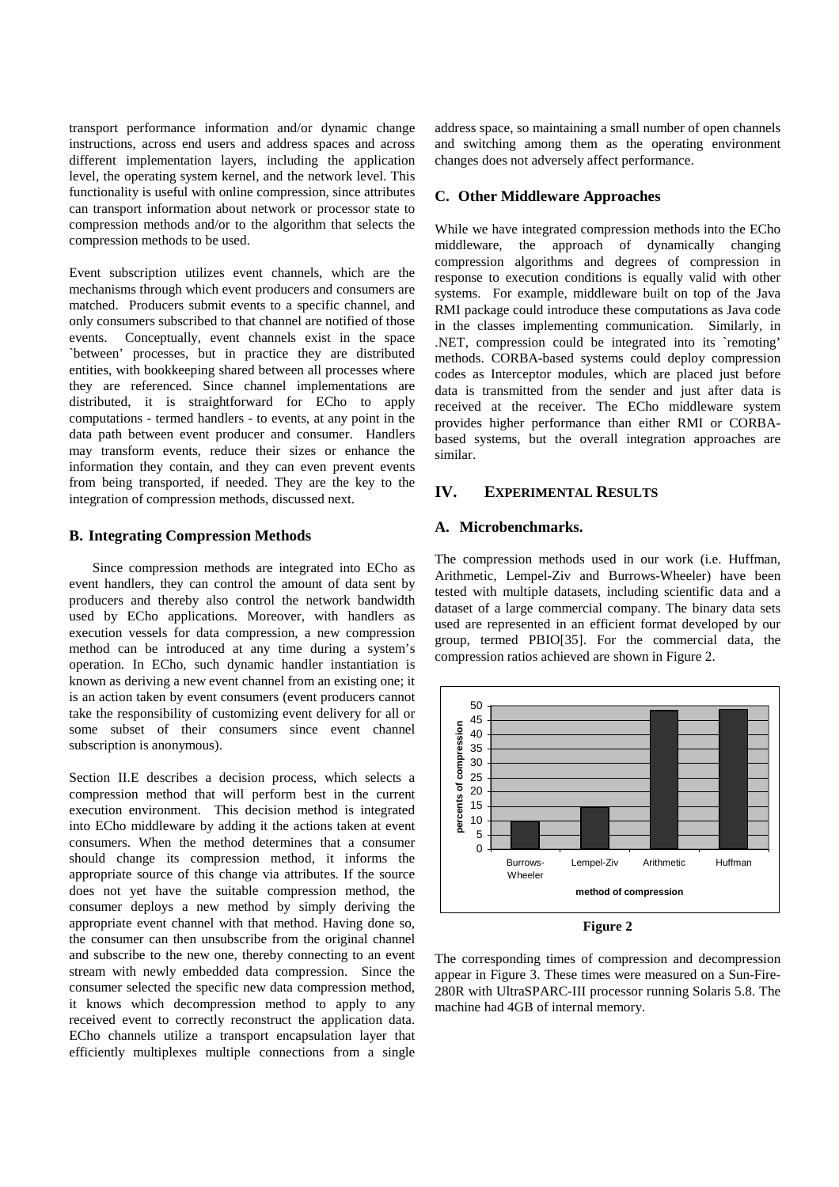transport performance information and/or dynamic change instructions, across end users and address spaces and across different implementation layers, including the application level, the operating system kernel, and the network level. This functionality is useful with online compression, since attributes can transport information about network or processor state to compression methods and/or to the algorithm that selects the compression methods to be used.

Event subscription utilizes event channels, which are the mechanisms through which event producers and consumers are matched. Producers submit events to a specific channel, and only consumers subscribed to that channel are notified of those events. Conceptually, event channels exist in the space `between' processes, but in practice they are distributed entities, with bookkeeping shared between all processes where they are referenced. Since channel implementations are distributed, it is straightforward for ECho to apply computations - termed handlers - to events, at any point in the data path between event producer and consumer. Handlers may transform events, reduce their sizes or enhance the information they contain, and they can even prevent events from being transported, if needed. They are the key to the integration of compression methods, discussed next.

### B. Integrating Compression Methods

Since compression methods are integrated into ECho as event handlers, they can control the amount of data sent by producers and thereby also control the network bandwidth used by ECho applications. Moreover, with handlers as execution vessels for data compression, a new compression method can be introduced at any time during a system's operation. In ECho, such dynamic handler instantiation is known as deriving a new event channel from an existing one; it is an action taken by event consumers (event producers cannot take the responsibility of customizing event delivery for all or some subset of their consumers since event channel subscription is anonymous).

Section II.E describes a decision process, which selects a compression method that will perform best in the current execution environment. This decision method is integrated into ECho middleware by adding it the actions taken at event consumers. When the method determines that a consumer should change its compression method, it informs the appropriate source of this change via attributes. If the source does not yet have the suitable compression method, the consumer deploys a new method by simply deriving the appropriate event channel with that method. Having done so, the consumer can then unsubscribe from the original channel and subscribe to the new one, thereby connecting to an event stream with newly embedded data compression. Since the consumer selected the specific new data compression method, it knows which decompression method to apply to any received event to correctly reconstruct the application data. ECho channels utilize a transport encapsulation layer that efficiently multiplexes multiple connections from a single address space, so maintaining a small number of open channels and switching among them as the operating environment changes does not adversely affect performance.

### C. Other Middleware Approaches

While we have integrated compression methods into the ECho middleware, the approach of dynamically changing compression algorithms and degrees of compression in response to execution conditions is equally valid with other systems. For example, middleware built on top of the Java RMI package could introduce these computations as Java code in the classes implementing communication. Similarly, in .NET, compression could be integrated into its `remoting' methods. CORBA-based systems could deploy compression codes as Interceptor modules, which are placed just before data is transmitted from the sender and just after data is received at the receiver. The ECho middleware system provides higher performance than either RMI or CORBA-based systems, but the overall integration approaches are similar.

## IV. Experimental Results

### A. Microbenchmarks.

The compression methods used in our work (i.e. Huffman, Arithmetic, Lempel-Ziv and Burrows-Wheeler) have been tested with multiple datasets, including scientific data and a dataset of a large commercial company. The binary data sets used are represented in an efficient format developed by our group, termed PBIO[35]. For the commercial data, the compression ratios achieved are shown in Figure 2.

**Figure 2**

The corresponding times of compression and decompression appear in Figure 3. These times were measured on a Sun-Fire-280R with UltraSPARC-III processor running Solaris 5.8. The machine had 4GB of internal memory.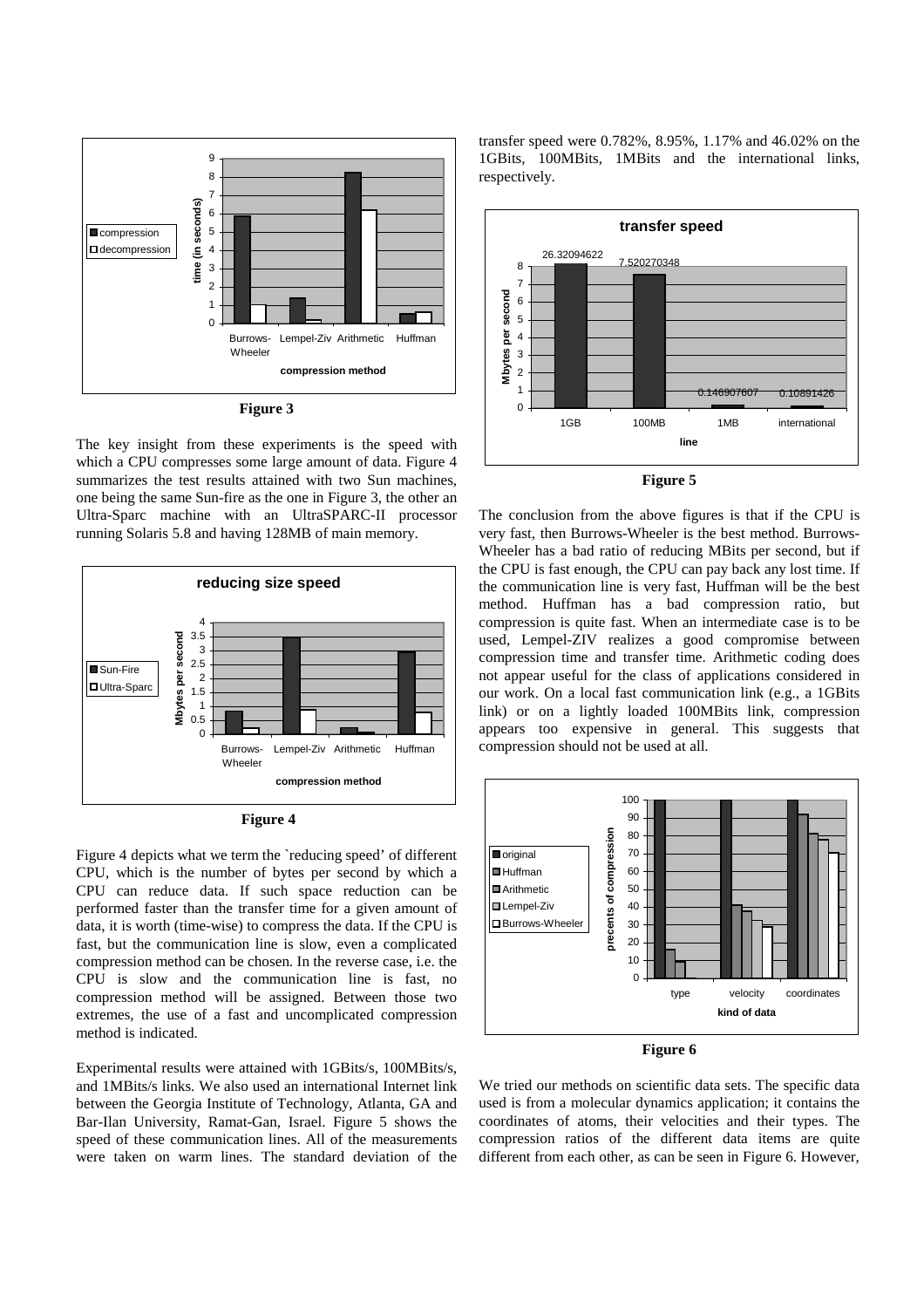Figure 3

The key insight from these experiments is the speed with which a CPU compresses some large amount of data. Figure 4 summarizes the test results attained with two Sun machines, one being the same Sun-fire as the one in Figure 3, the other an Ultra-Sparc machine with an UltraSPARC-II processor running Solaris 5.8 and having 128MB of main memory.

Figure 4

Figure 4 depicts what we term the `reducing speed' of different CPU, which is the number of bytes per second by which a CPU can reduce data. If such space reduction can be performed faster than the transfer time for a given amount of data, it is worth (time-wise) to compress the data. If the CPU is fast, but the communication line is slow, even a complicated compression method can be chosen. In the reverse case, i.e. the CPU is slow and the communication line is fast, no compression method will be assigned. Between those two extremes, the use of a fast and uncomplicated compression method is indicated.

Experimental results were attained with 1GBits/s, 100MBits/s, and 1MBits/s links. We also used an international Internet link between the Georgia Institute of Technology, Atlanta, GA and Bar-Ilan University, Ramat-Gan, Israel. Figure 5 shows the speed of these communication lines. All of the measurements were taken on warm lines. The standard deviation of the transfer speed were 0.782%, 8.95%, 1.17% and 46.02% on the 1GBits, 100MBits, 1MBits and the international links, respectively.

Figure 5

The conclusion from the above figures is that if the CPU is very fast, then Burrows-Wheeler is the best method. Burrows-Wheeler has a bad ratio of reducing MBits per second, but if the CPU is fast enough, the CPU can pay back any lost time. If the communication line is very fast, Huffman will be the best method. Huffman has a bad compression ratio, but compression is quite fast. When an intermediate case is to be used, Lempel-ZIV realizes a good compromise between compression time and transfer time. Arithmetic coding does not appear useful for the class of applications considered in our work. On a local fast communication link (e.g., a 1GBits link) or on a lightly loaded 100MBits link, compression appears too expensive in general. This suggests that compression should not be used at all.

Figure 6

We tried our methods on scientific data sets. The specific data used is from a molecular dynamics application; it contains the coordinates of atoms, their velocities and their types. The compression ratios of the different data items are quite different from each other, as can be seen in Figure 6. However,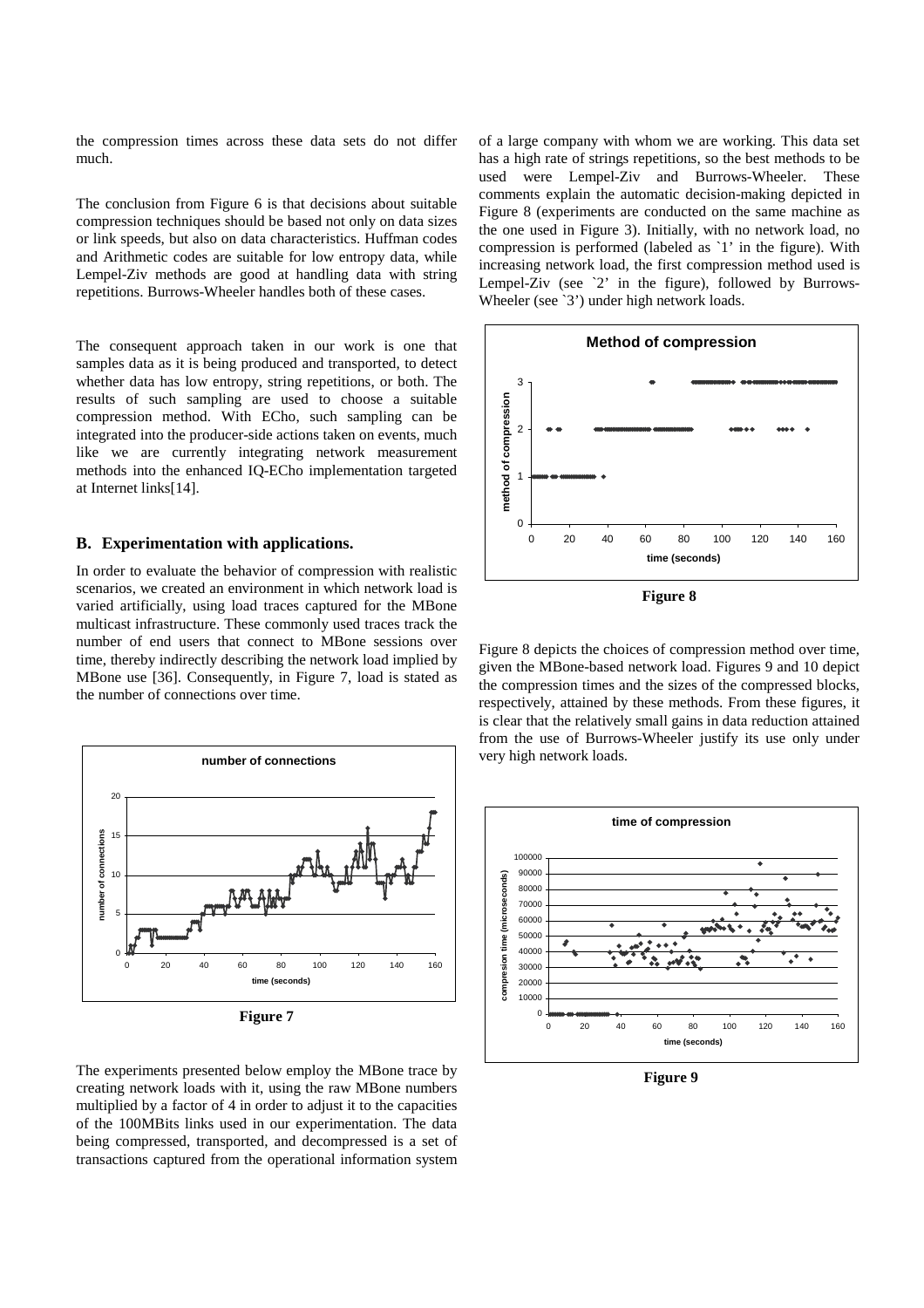the compression times across these data sets do not differ much.

The conclusion from Figure 6 is that decisions about suitable compression techniques should be based not only on data sizes or link speeds, but also on data characteristics. Huffman codes and Arithmetic codes are suitable for low entropy data, while Lempel-Ziv methods are good at handling data with string repetitions. Burrows-Wheeler handles both of these cases.

The consequent approach taken in our work is one that samples data as it is being produced and transported, to detect whether data has low entropy, string repetitions, or both. The results of such sampling are used to choose a suitable compression method. With ECho, such sampling can be integrated into the producer-side actions taken on events, much like we are currently integrating network measurement methods into the enhanced IQ-ECho implementation targeted at Internet links[14].

## B. Experimentation with applications.

In order to evaluate the behavior of compression with realistic scenarios, we created an environment in which network load is varied artificially, using load traces captured for the MBone multicast infrastructure. These commonly used traces track the number of end users that connect to MBone sessions over time, thereby indirectly describing the network load implied by MBone use [36]. Consequently, in Figure 7, load is stated as the number of connections over time.

Figure 7

The experiments presented below employ the MBone trace by creating network loads with it, using the raw MBone numbers multiplied by a factor of 4 in order to adjust it to the capacities of the 100MBits links used in our experimentation. The data being compressed, transported, and decompressed is a set of transactions captured from the operational information system of a large company with whom we are working. This data set has a high rate of strings repetitions, so the best methods to be used were Lempel-Ziv and Burrows-Wheeler. These comments explain the automatic decision-making depicted in Figure 8 (experiments are conducted on the same machine as the one used in Figure 3). Initially, with no network load, no compression is performed (labeled as `1' in the figure). With increasing network load, the first compression method used is Lempel-Ziv (see `2' in the figure), followed by Burrows-Wheeler (see `3') under high network loads.

Figure 8

Figure 8 depicts the choices of compression method over time, given the MBone-based network load. Figures 9 and 10 depict the compression times and the sizes of the compressed blocks, respectively, attained by these methods. From these figures, it is clear that the relatively small gains in data reduction attained from the use of Burrows-Wheeler justify its use only under very high network loads.

Figure 9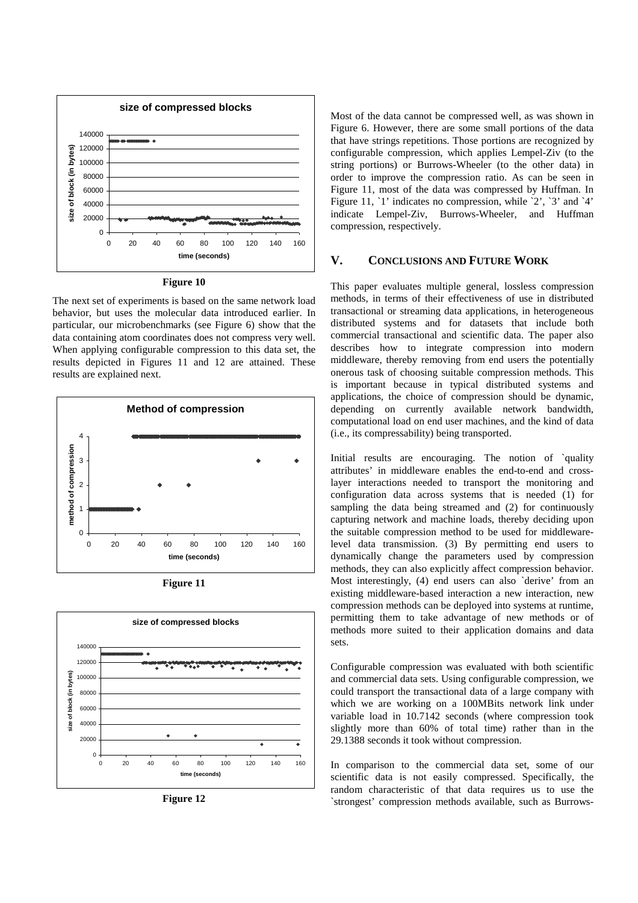Figure 10

The next set of experiments is based on the same network load behavior, but uses the molecular data introduced earlier. In particular, our microbenchmarks (see Figure 6) show that the data containing atom coordinates does not compress very well. When applying configurable compression to this data set, the results depicted in Figures 11 and 12 are attained. These results are explained next.

Figure 11

Figure 12

Most of the data cannot be compressed well, as was shown in Figure 6. However, there are some small portions of the data that have strings repetitions. Those portions are recognized by configurable compression, which applies Lempel-Ziv (to the string portions) or Burrows-Wheeler (to the other data) in order to improve the compression ratio. As can be seen in Figure 11, most of the data was compressed by Huffman. In Figure 11, `1' indicates no compression, while `2', `3' and `4' indicate Lempel-Ziv, Burrows-Wheeler, and Huffman compression, respectively.

## V. CONCLUSIONS AND FUTURE WORK

This paper evaluates multiple general, lossless compression methods, in terms of their effectiveness of use in distributed transactional or streaming data applications, in heterogeneous distributed systems and for datasets that include both commercial transactional and scientific data. The paper also describes how to integrate compression into modern middleware, thereby removing from end users the potentially onerous task of choosing suitable compression methods. This is important because in typical distributed systems and applications, the choice of compression should be dynamic, depending on currently available network bandwidth, computational load on end user machines, and the kind of data (i.e., its compressability) being transported.

Initial results are encouraging. The notion of `quality attributes' in middleware enables the end-to-end and cross-layer interactions needed to transport the monitoring and configuration data across systems that is needed (1) for sampling the data being streamed and (2) for continuously capturing network and machine loads, thereby deciding upon the suitable compression method to be used for middleware-level data transmission. (3) By permitting end users to dynamically change the parameters used by compression methods, they can also explicitly affect compression behavior. Most interestingly, (4) end users can also `derive' from an existing middleware-based interaction a new interaction, new compression methods can be deployed into systems at runtime, permitting them to take advantage of new methods or of methods more suited to their application domains and data sets.

Configurable compression was evaluated with both scientific and commercial data sets. Using configurable compression, we could transport the transactional data of a large company with which we are working on a 100MBits network link under variable load in 10.7142 seconds (where compression took slightly more than 60% of total time) rather than in the 29.1388 seconds it took without compression.

In comparison to the commercial data set, some of our scientific data is not easily compressed. Specifically, the random characteristic of that data requires us to use the `strongest' compression methods available, such as Burrows-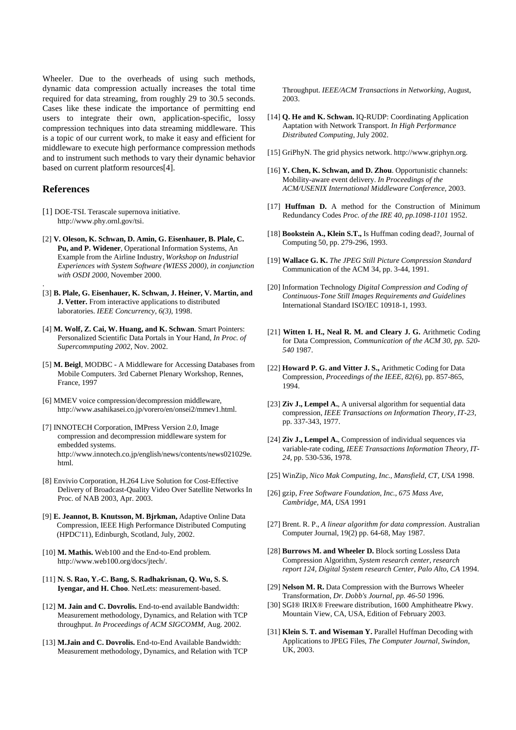Wheeler. Due to the overheads of using such methods, dynamic data compression actually increases the total time required for data streaming, from roughly 29 to 30.5 seconds. Cases like these indicate the importance of permitting end users to integrate their own, application-specific, lossy compression techniques into data streaming middleware. This is a topic of our current work, to make it easy and efficient for middleware to execute high performance compression methods and to instrument such methods to vary their dynamic behavior based on current platform resources[4].

## References

[1] DOE-TSI. Terascale supernova initiative. http://www.phy.ornl.gov/tsi.

[2] **V. Oleson, K. Schwan, D. Amin, G. Eisenhauer, B. Plale, C. Pu, and P. Widener**, Operational Information Systems, An Example from the Airline Industry, *Workshop on Industrial Experiences with System Software (WIESS 2000), in conjunction with OSDI 2000*, November 2000.

[3] **B. Plale, G. Eisenhauer, K. Schwan, J. Heiner, V. Martin, and J. Vetter.** From interactive applications to distributed laboratories. *IEEE Concurrency, 6(3)*, 1998.

[4] **M. Wolf, Z. Cai, W. Huang, and K. Schwan**. Smart Pointers: Personalized Scientific Data Portals in Your Hand, *In Proc. of Supercommputing 2002*, Nov. 2002.

[5] **M. Beigl**, MODBC - A Middleware for Accessing Databases from Mobile Computers. 3rd Cabernet Plenary Workshop, Rennes, France, 1997

[6] MMEV voice compression/decompression middleware, http://www.asahikasei.co.jp/vorero/en/onsei2/mmev1.html.

[7] INNOTECH Corporation, IMPress Version 2.0, Image compression and decompression middleware system for embedded systems. http://www.innotech.co.jp/english/news/contents/news021029e.html.

[8] Envivio Corporation, H.264 Live Solution for Cost-Effective Delivery of Broadcast-Quality Video Over Satellite Networks In Proc. of NAB 2003, Apr. 2003.

[9] **E. Jeannot, B. Knutsson, M. Bjrkman,** Adaptive Online Data Compression, IEEE High Performance Distributed Computing (HPDC'11), Edinburgh, Scotland, July, 2002.

[10] **M. Mathis.** Web100 and the End-to-End problem. http://www.web100.org/docs/jtech/.

[11] **N. S. Rao, Y.-C. Bang, S. Radhakrisnan, Q. Wu, S. S. Iyengar, and H. Choo**. NetLets: measurement-based.

[12] **M. Jain and C. Dovrolis.** End-to-end available Bandwidth: Measurement methodology, Dynamics, and Relation with TCP throughput. *In Proceedings of ACM SIGCOMM*, Aug. 2002.

[13] **M.Jain and C. Dovrolis.** End-to-End Available Bandwidth: Measurement methodology, Dynamics, and Relation with TCP Throughput. *IEEE/ACM Transactions in Networking*, August, 2003.

[14] **Q. He and K. Schwan.** IQ-RUDP: Coordinating Application Aaptation with Network Transport. *In High Performance Distributed Computing*, July 2002.

[15] GriPhyN. The grid physics network. http://www.griphyn.org.

[16] **Y. Chen, K. Schwan, and D. Zhou**. Opportunistic channels: Mobility-aware event delivery. *In Proceedings of the ACM/USENIX International Middleware Conference*, 2003.

[17] **Huffman D.** A method for the Construction of Minimum Redundancy Codes *Proc. of the IRE 40, pp.1098-1101* 1952.

[18] **Bookstein A., Klein S.T.,** Is Huffman coding dead?, Journal of Computing 50, pp. 279-296, 1993.

[19] **Wallace G. K.** *The JPEG Still Picture Compression Standard* Communication of the ACM 34, pp. 3-44, 1991.

[20] Information Technology *Digital Compression and Coding of Continuous-Tone Still Images Requirements and Guidelines* International Standard ISO/IEC 10918-1, 1993.

[21] **Witten I. H., Neal R. M. and Cleary J. G.** Arithmetic Coding for Data Compression, *Communication of the ACM 30, pp. 520-540* 1987.

[22] **Howard P. G. and Vitter J. S.,** Arithmetic Coding for Data Compression, *Proceedings of the IEEE, 82(6)*, pp. 857-865, 1994.

[23] **Ziv J., Lempel A.**, A universal algorithm for sequential data compression, *IEEE Transactions on Information Theory, IT-23*, pp. 337-343, 1977.

[24] **Ziv J., Lempel A.**, Compression of individual sequences via variable-rate coding, *IEEE Transactions Information Theory, IT-24*, pp. 530-536, 1978.

[25] WinZip, *Nico Mak Computing, Inc., Mansfield, CT, USA* 1998.

[26] gzip, *Free Software Foundation, Inc., 675 Mass Ave, Cambridge, MA, USA* 1991

[27] Brent. R. P., *A linear algorithm for data compression*. Australian Computer Journal, 19(2) pp. 64-68, May 1987.

[28] **Burrows M. and Wheeler D.** Block sorting Lossless Data Compression Algorithm, *System research center, research report 124, Digital System research Center, Palo Alto, CA* 1994.

[29] **Nelson M. R.** Data Compression with the Burrows Wheeler Transformation, *Dr. Dobb's Journal, pp. 46-50* 1996.

[30] SGI® IRIX® Freeware distribution, 1600 Amphitheatre Pkwy. Mountain View, CA, USA, Edition of February 2003.

[31] **Klein S. T. and Wiseman Y.** Parallel Huffman Decoding with Applications to JPEG Files, *The Computer Journal, Swindon*, UK, 2003.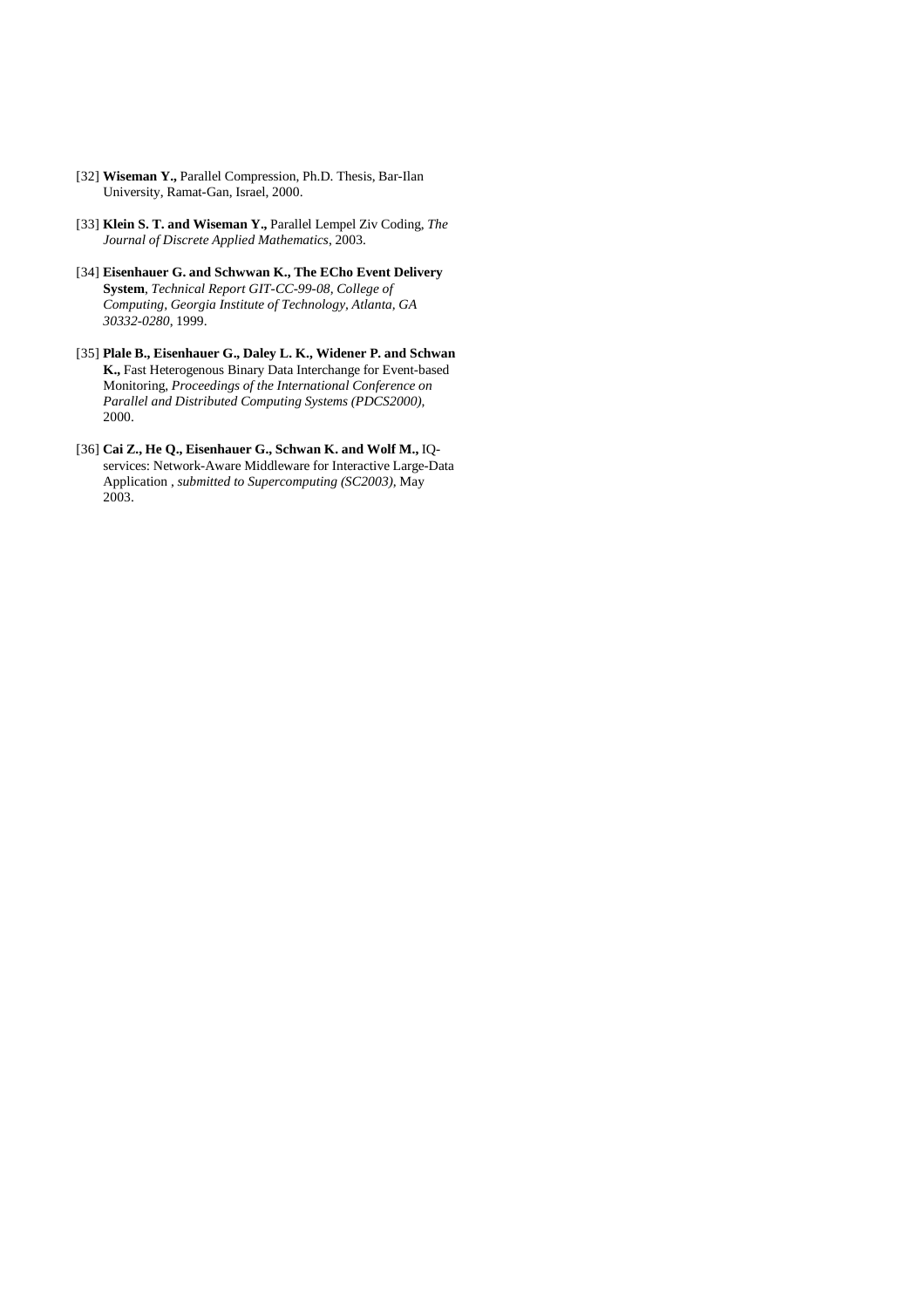[32] **Wiseman Y.,** Parallel Compression, Ph.D. Thesis, Bar-Ilan University, Ramat-Gan, Israel, 2000.

[33] **Klein S. T. and Wiseman Y.,** Parallel Lempel Ziv Coding, *The Journal of Discrete Applied Mathematics*, 2003.

[34] **Eisenhauer G. and Schwwan K., The ECho Event Delivery System**, *Technical Report GIT-CC-99-08, College of Computing, Georgia Institute of Technology, Atlanta, GA 30332-0280*, 1999.

[35] **Plale B., Eisenhauer G., Daley L. K., Widener P. and Schwan K.,** Fast Heterogenous Binary Data Interchange for Event-based Monitoring, *Proceedings of the International Conference on Parallel and Distributed Computing Systems (PDCS2000),* 2000.

[36] **Cai Z., He Q., Eisenhauer G., Schwan K. and Wolf M.,** IQ-services: Network-Aware Middleware for Interactive Large-Data Application , *submitted to Supercomputing (SC2003),* May 2003.